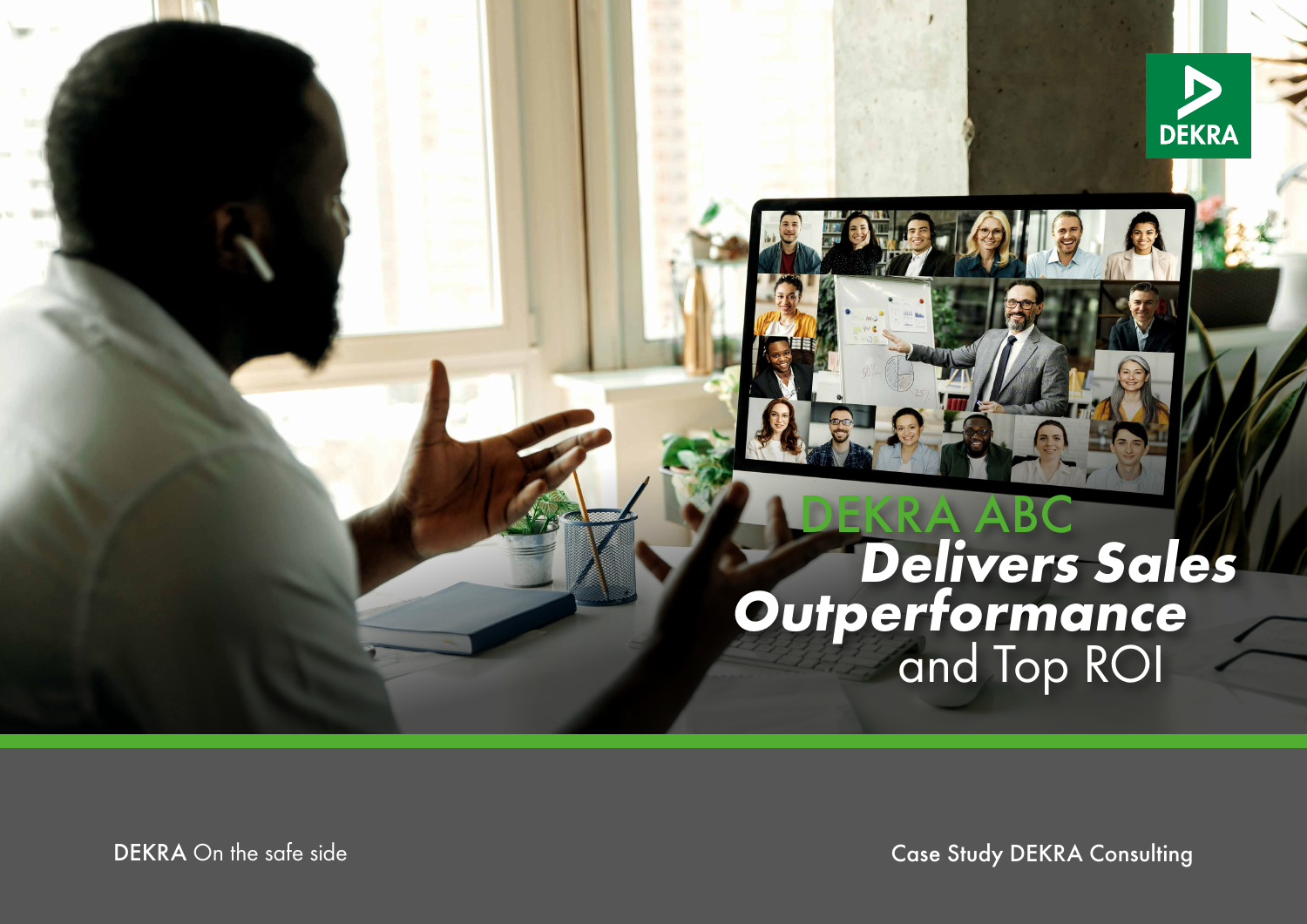# DEKRA ABC *Delivers Sales Outperformance* and Top ROI

DEKRA On the safe side

Case Study DEKRA Consulting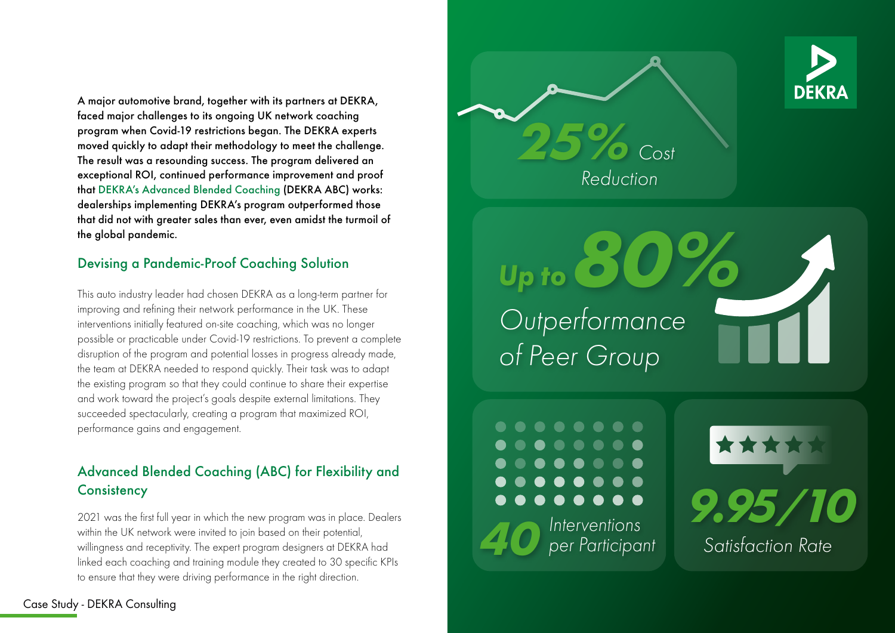A major automotive brand, together with its partners at DEKRA, faced major challenges to its ongoing UK network coaching program when Covid-19 restrictions began. The DEKRA experts moved quickly to adapt their methodology to meet the challenge. The result was a resounding success. The program delivered an exceptional ROI, continued performance improvement and proof that DEKRA's Advanced Blended Coaching (DEKRA ABC) works: dealerships implementing DEKRA's program outperformed those that did not with greater sales than ever, even amidst the turmoil of the global pandemic.

## Devising a Pandemic-Proof Coaching Solution

This auto industry leader had chosen DEKRA as a long-term partner for improving and refining their network performance in the UK. These interventions initially featured on-site coaching, which was no longer possible or practicable under Covid-19 restrictions. To prevent a complete disruption of the program and potential losses in progress already made, the team at DEKRA needed to respond quickly. Their task was to adapt the existing program so that they could continue to share their expertise and work toward the project's goals despite external limitations. They succeeded spectacularly, creating a program that maximized ROI, performance gains and engagement.

## Advanced Blended Coaching (ABC) for Flexibility and Consistency

2021 was the first full year in which the new program was in place. Dealers within the UK network were invited to join based on their potential, willingness and receptivity. The expert program designers at DEKRA had linked each coaching and training module they created to 30 specific KPIs to ensure that they were driving performance in the right direction.

**25%** *Cost Reduction*

**Up to 80%** *Outperformance of Peer Group*

**40** *Interventions per Participant*

**9.95/10** *Satisfaction Rate*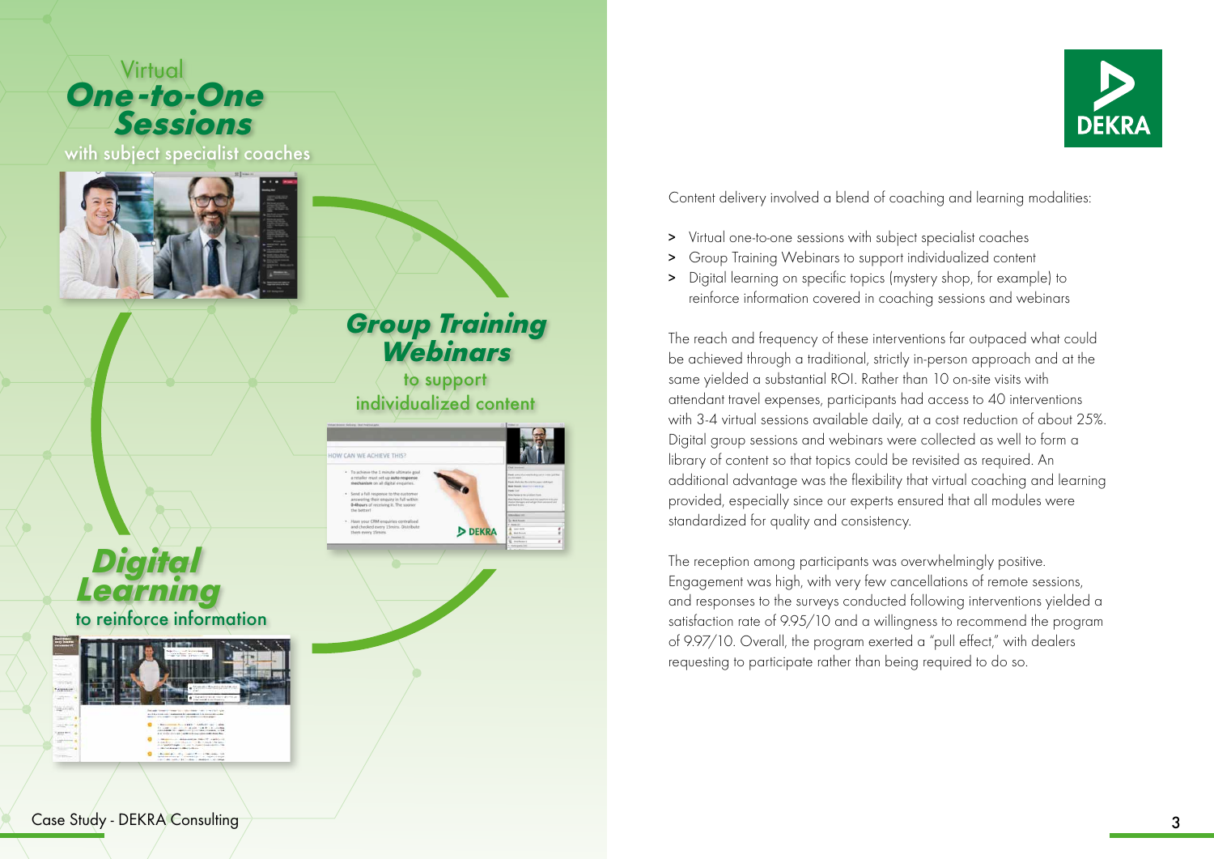Virtual
**_One-to-One Sessions_**
with subject specialist coaches

**_Group Training Webinars_**
to support individualized content

**_Digital Learning_**
to reinforce information

Content delivery involved a blend of coaching and learning modalities:

> Virtual one-to-one sessions with subject specialist coaches
> Group Training Webinars to support individualized content
> Digital learning on specific topics (mystery shop, for example) to reinforce information covered in coaching sessions and webinars

The reach and frequency of these interventions far outpaced what could be achieved through a traditional, strictly in-person approach and at the same time yielded a substantial ROI. Rather than 10 on-site visits with attendant travel expenses, participants had access to 40 interventions with 3-4 virtual sessions available daily, at a cost reduction of about 25%. Digital group sessions and webinars were collected as well to form a library of content so that topics could be revisited as required. An additional advantage was the flexibility that virtual coaching and learning provided, especially since our experts ensured that all modules were standardized for quality and consistency.

The reception among participants was overwhelmingly positive. Engagement was high, with very few cancellations of remote sessions, and responses to the surveys conducted following interventions yielded a satisfaction rate of 9.95/10 and a willingness to recommend the program of 9.97/10. Overall, the program exerted a "pull effect," with dealers requesting to participate rather than being required to do so.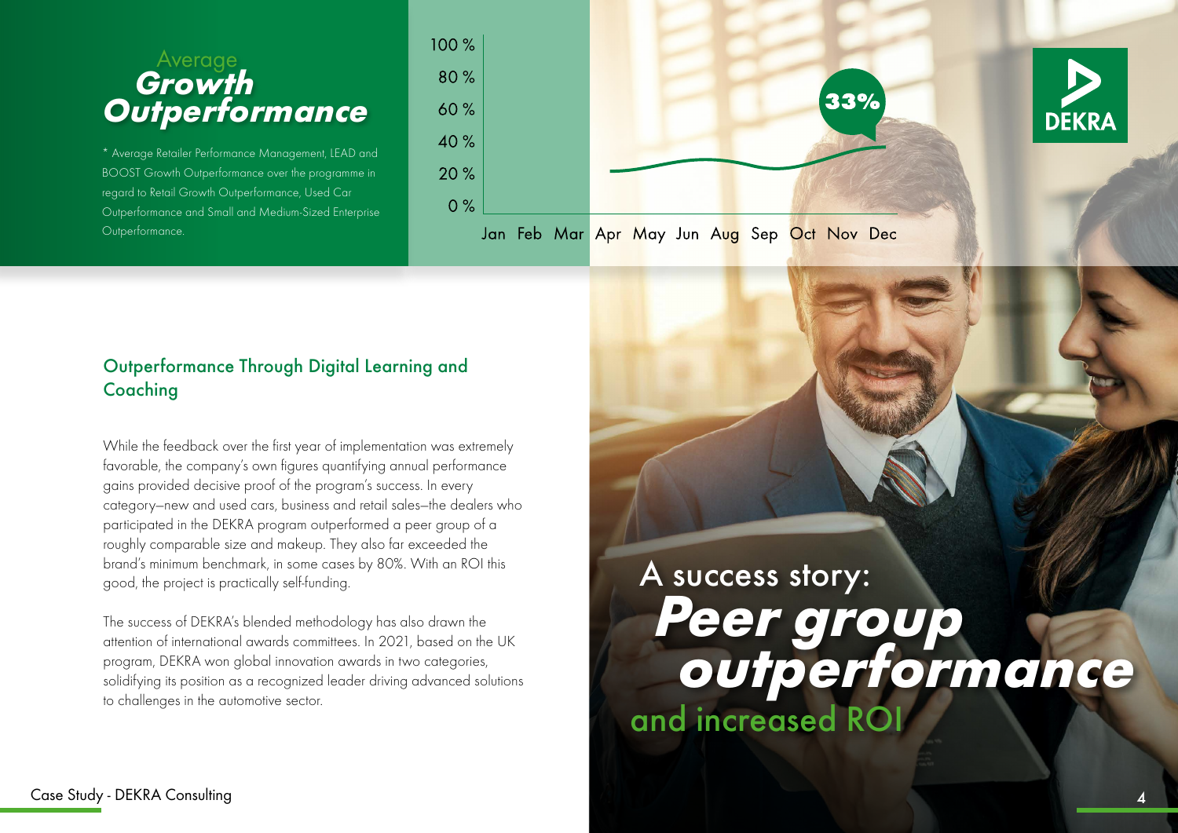# Average *Growth Outperformance*

\* Average Retailer Performance Management, LEAD and BOOST Growth Outperformance over the programme in regard to Retail Growth Outperformance, Used Car Outperformance and Small and Medium-Sized Enterprise Outperformance.

100 %
80 %
60 %
40 %
20 %
0 %

Jan Feb Mar Apr May Jun Aug Sep Oct Nov Dec

**33%**

## Outperformance Through Digital Learning and Coaching

While the feedback over the first year of implementation was extremely favorable, the company's own figures quantifying annual performance gains provided decisive proof of the program's success. In every category—new and used cars, business and retail sales—the dealers who participated in the DEKRA program outperformed a peer group of a roughly comparable size and makeup. They also far exceeded the brand's minimum benchmark, in some cases by 80%. With an ROI this good, the project is practically self-funding.

The success of DEKRA's blended methodology has also drawn the attention of international awards committees. In 2021, based on the UK program, DEKRA won global innovation awards in two categories, solidifying its position as a recognized leader driving advanced solutions to challenges in the automotive sector.

# A success story: *Peer group outperformance* and increased ROI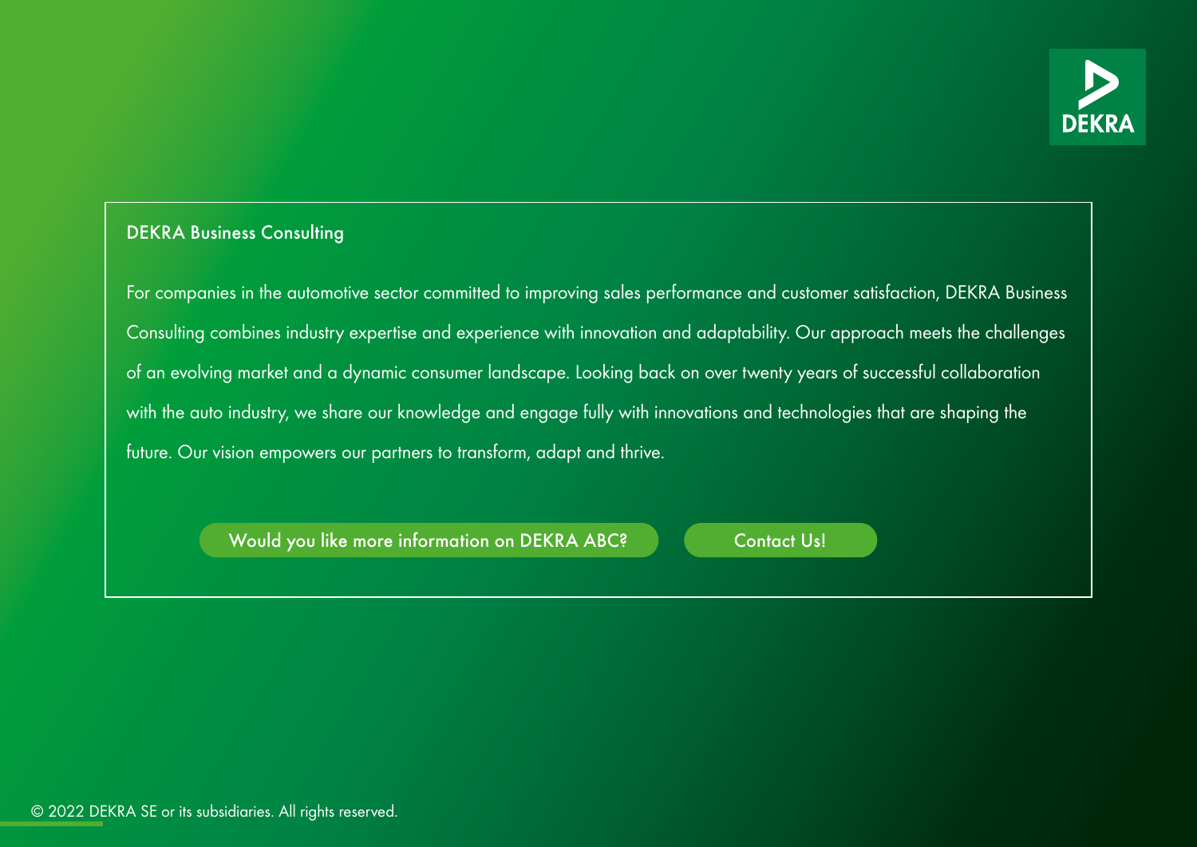DEKRA

## DEKRA Business Consulting

For companies in the automotive sector committed to improving sales performance and customer satisfaction, DEKRA Business Consulting combines industry expertise and experience with innovation and adaptability. Our approach meets the challenges of an evolving market and a dynamic consumer landscape. Looking back on over twenty years of successful collaboration with the auto industry, we share our knowledge and engage fully with innovations and technologies that are shaping the future. Our vision empowers our partners to transform, adapt and thrive.

Would you like more information on DEKRA ABC?

Contact Us!

© 2022 DEKRA SE or its subsidiaries. All rights reserved.